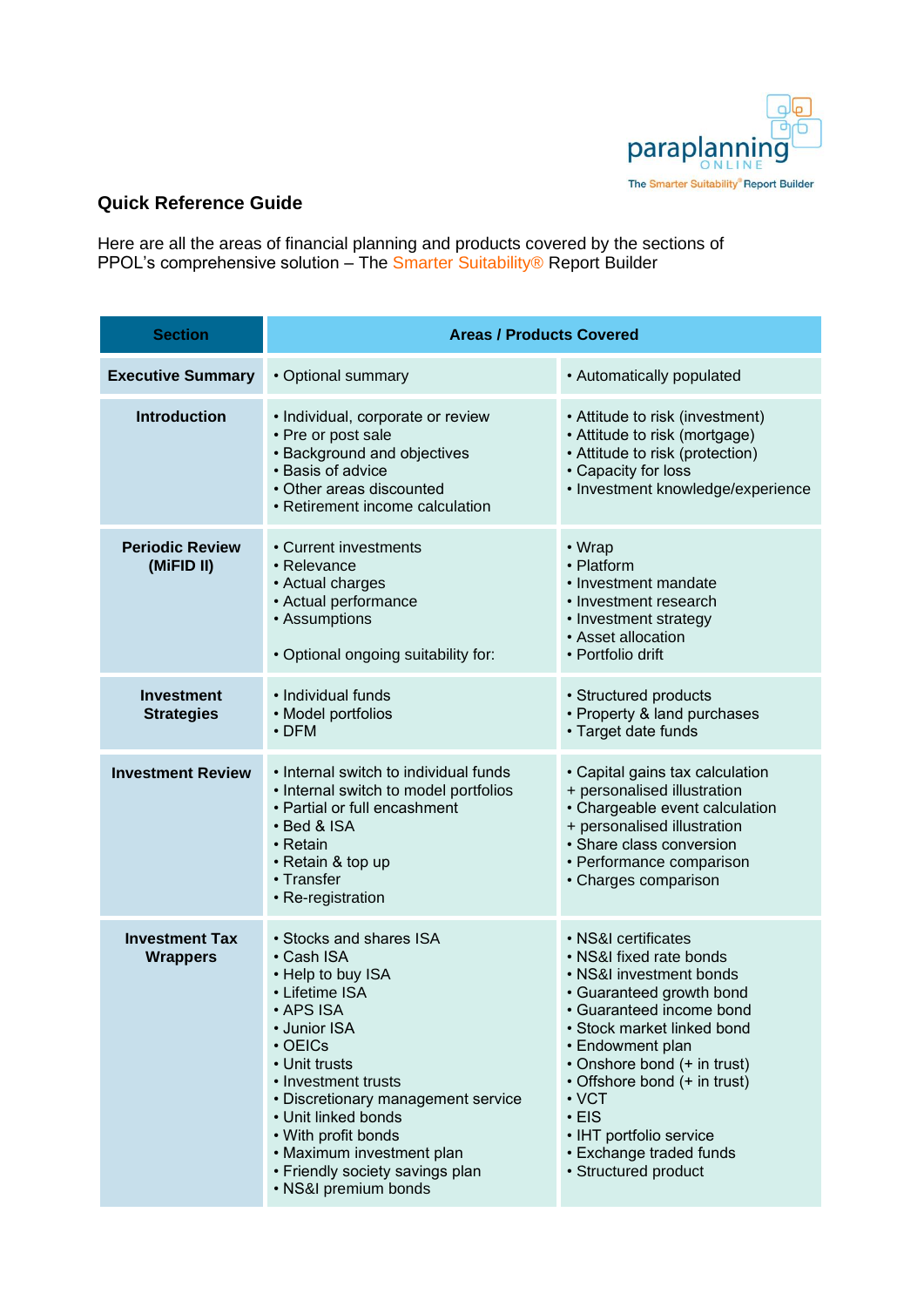paraplanning ONLINE

The Smarter Suitability® Report Builder

## Quick Reference Guide

Here are all the areas of financial planning and products covered by the sections of PPOL's comprehensive solution – The Smarter Suitability® Report Builder

| Section | Areas / Products Covered | |
|---|---|---|
| **Executive Summary** | • Optional summary | • Automatically populated |
| **Introduction** | • Individual, corporate or review<br>• Pre or post sale<br>• Background and objectives<br>• Basis of advice<br>• Other areas discounted<br>• Retirement income calculation | • Attitude to risk (investment)<br>• Attitude to risk (mortgage)<br>• Attitude to risk (protection)<br>• Capacity for loss<br>• Investment knowledge/experience |
| **Periodic Review (MiFID II)** | • Current investments<br>• Relevance<br>• Actual charges<br>• Actual performance<br>• Assumptions<br><br>• Optional ongoing suitability for: | • Wrap<br>• Platform<br>• Investment mandate<br>• Investment research<br>• Investment strategy<br>• Asset allocation<br>• Portfolio drift |
| **Investment Strategies** | • Individual funds<br>• Model portfolios<br>• DFM | • Structured products<br>• Property & land purchases<br>• Target date funds |
| **Investment Review** | • Internal switch to individual funds<br>• Internal switch to model portfolios<br>• Partial or full encashment<br>• Bed & ISA<br>• Retain<br>• Retain & top up<br>• Transfer<br>• Re-registration | • Capital gains tax calculation<br>+ personalised illustration<br>• Chargeable event calculation<br>+ personalised illustration<br>• Share class conversion<br>• Performance comparison<br>• Charges comparison |
| **Investment Tax Wrappers** | • Stocks and shares ISA<br>• Cash ISA<br>• Help to buy ISA<br>• Lifetime ISA<br>• APS ISA<br>• Junior ISA<br>• OEICs<br>• Unit trusts<br>• Investment trusts<br>• Discretionary management service<br>• Unit linked bonds<br>• With profit bonds<br>• Maximum investment plan<br>• Friendly society savings plan<br>• NS&I premium bonds | • NS&I certificates<br>• NS&I fixed rate bonds<br>• NS&I investment bonds<br>• Guaranteed growth bond<br>• Guaranteed income bond<br>• Stock market linked bond<br>• Endowment plan<br>• Onshore bond (+ in trust)<br>• Offshore bond (+ in trust)<br>• VCT<br>• EIS<br>• IHT portfolio service<br>• Exchange traded funds<br>• Structured product |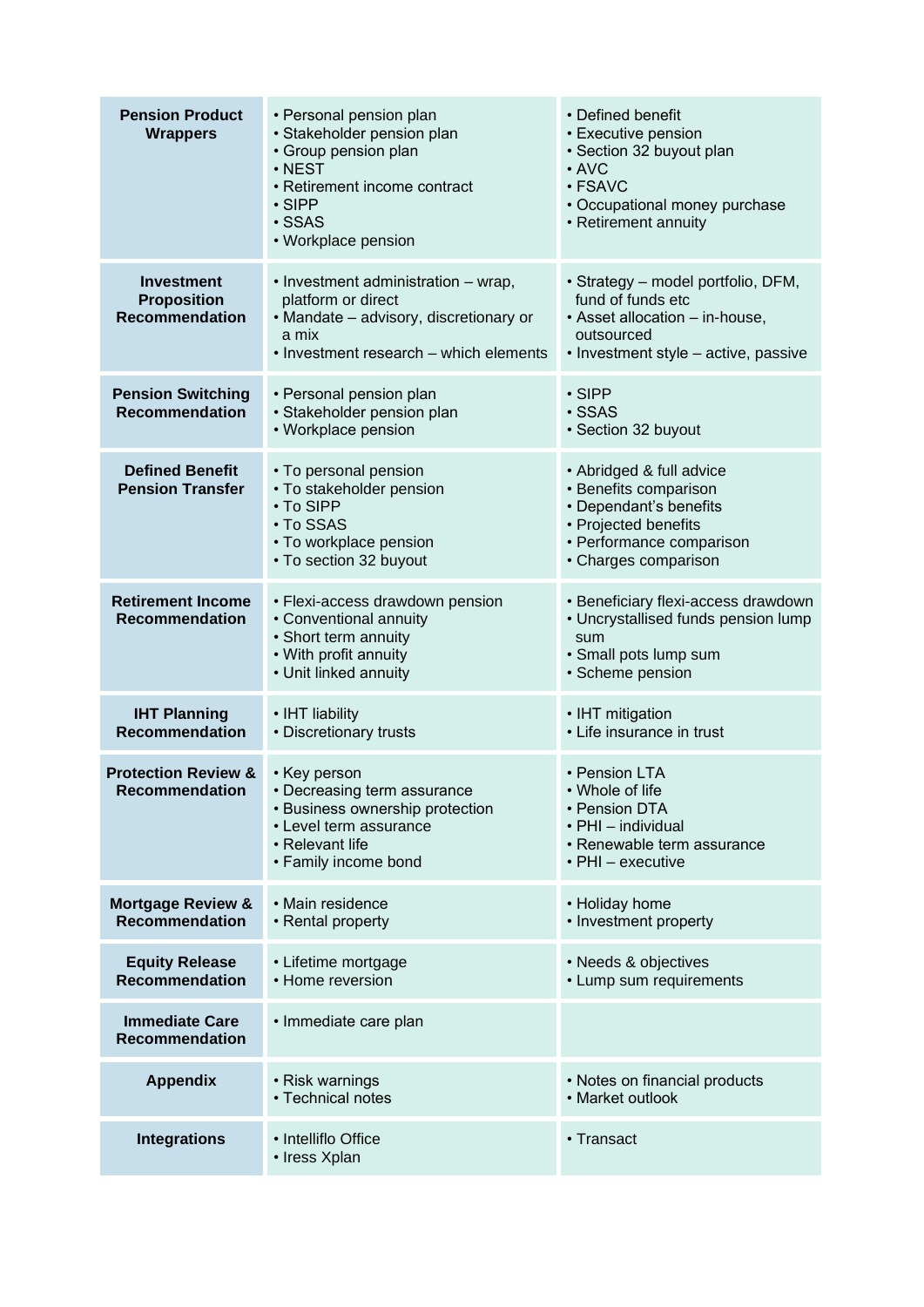| | | |
|---|---|---|
| **Pension Product Wrappers** | • Personal pension plan<br>• Stakeholder pension plan<br>• Group pension plan<br>• NEST<br>• Retirement income contract<br>• SIPP<br>• SSAS<br>• Workplace pension | • Defined benefit<br>• Executive pension<br>• Section 32 buyout plan<br>• AVC<br>• FSAVC<br>• Occupational money purchase<br>• Retirement annuity |
| **Investment Proposition Recommendation** | • Investment administration – wrap, platform or direct<br>• Mandate – advisory, discretionary or a mix<br>• Investment research – which elements | • Strategy – model portfolio, DFM, fund of funds etc<br>• Asset allocation – in-house, outsourced<br>• Investment style – active, passive |
| **Pension Switching Recommendation** | • Personal pension plan<br>• Stakeholder pension plan<br>• Workplace pension | • SIPP<br>• SSAS<br>• Section 32 buyout |
| **Defined Benefit Pension Transfer** | • To personal pension<br>• To stakeholder pension<br>• To SIPP<br>• To SSAS<br>• To workplace pension<br>• To section 32 buyout | • Abridged & full advice<br>• Benefits comparison<br>• Dependant's benefits<br>• Projected benefits<br>• Performance comparison<br>• Charges comparison |
| **Retirement Income Recommendation** | • Flexi-access drawdown pension<br>• Conventional annuity<br>• Short term annuity<br>• With profit annuity<br>• Unit linked annuity | • Beneficiary flexi-access drawdown<br>• Uncrystallised funds pension lump sum<br>• Small pots lump sum<br>• Scheme pension |
| **IHT Planning Recommendation** | • IHT liability<br>• Discretionary trusts | • IHT mitigation<br>• Life insurance in trust |
| **Protection Review & Recommendation** | • Key person<br>• Decreasing term assurance<br>• Business ownership protection<br>• Level term assurance<br>• Relevant life<br>• Family income bond | • Pension LTA<br>• Whole of life<br>• Pension DTA<br>• PHI – individual<br>• Renewable term assurance<br>• PHI – executive |
| **Mortgage Review & Recommendation** | • Main residence<br>• Rental property | • Holiday home<br>• Investment property |
| **Equity Release Recommendation** | • Lifetime mortgage<br>• Home reversion | • Needs & objectives<br>• Lump sum requirements |
| **Immediate Care Recommendation** | • Immediate care plan | |
| **Appendix** | • Risk warnings<br>• Technical notes | • Notes on financial products<br>• Market outlook |
| **Integrations** | • Intelliflo Office<br>• Iress Xplan | • Transact |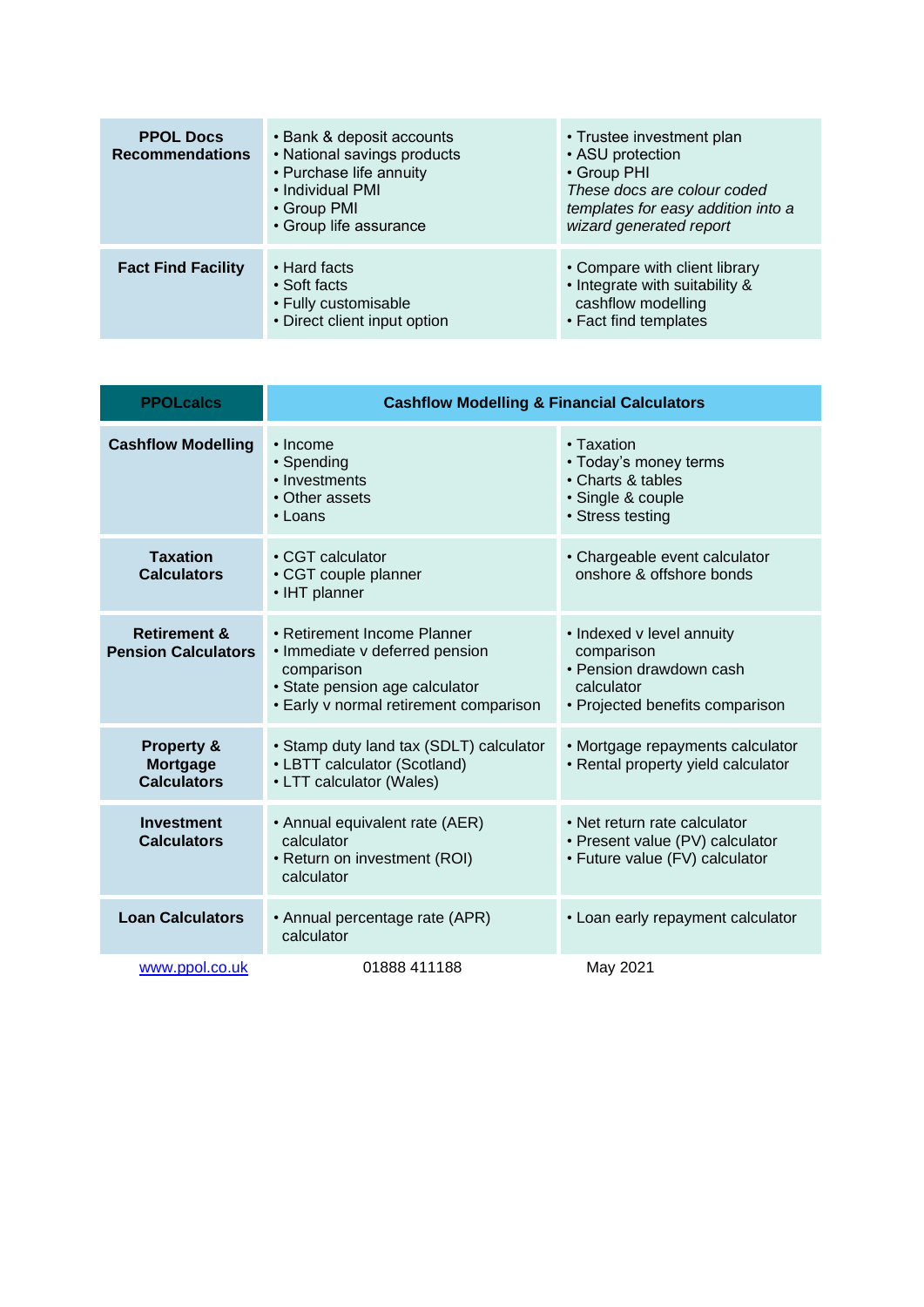| | | |
|---|---|---|
| **PPOL Docs Recommendations** | • Bank & deposit accounts<br>• National savings products<br>• Purchase life annuity<br>• Individual PMI<br>• Group PMI<br>• Group life assurance | • Trustee investment plan<br>• ASU protection<br>• Group PHI<br>*These docs are colour coded templates for easy addition into a wizard generated report* |
| **Fact Find Facility** | • Hard facts<br>• Soft facts<br>• Fully customisable<br>• Direct client input option | • Compare with client library<br>• Integrate with suitability & cashflow modelling<br>• Fact find templates |

| **PPOLcalcs** | **Cashflow Modelling & Financial Calculators** | |
|---|---|---|
| **Cashflow Modelling** | • Income<br>• Spending<br>• Investments<br>• Other assets<br>• Loans | • Taxation<br>• Today's money terms<br>• Charts & tables<br>• Single & couple<br>• Stress testing |
| **Taxation Calculators** | • CGT calculator<br>• CGT couple planner<br>• IHT planner | • Chargeable event calculator onshore & offshore bonds |
| **Retirement & Pension Calculators** | • Retirement Income Planner<br>• Immediate v deferred pension comparison<br>• State pension age calculator<br>• Early v normal retirement comparison | • Indexed v level annuity comparison<br>• Pension drawdown cash calculator<br>• Projected benefits comparison |
| **Property & Mortgage Calculators** | • Stamp duty land tax (SDLT) calculator<br>• LBTT calculator (Scotland)<br>• LTT calculator (Wales) | • Mortgage repayments calculator<br>• Rental property yield calculator |
| **Investment Calculators** | • Annual equivalent rate (AER) calculator<br>• Return on investment (ROI) calculator | • Net return rate calculator<br>• Present value (PV) calculator<br>• Future value (FV) calculator |
| **Loan Calculators** | • Annual percentage rate (APR) calculator | • Loan early repayment calculator |

www.ppol.co.uk | 01888 411188 | May 2021